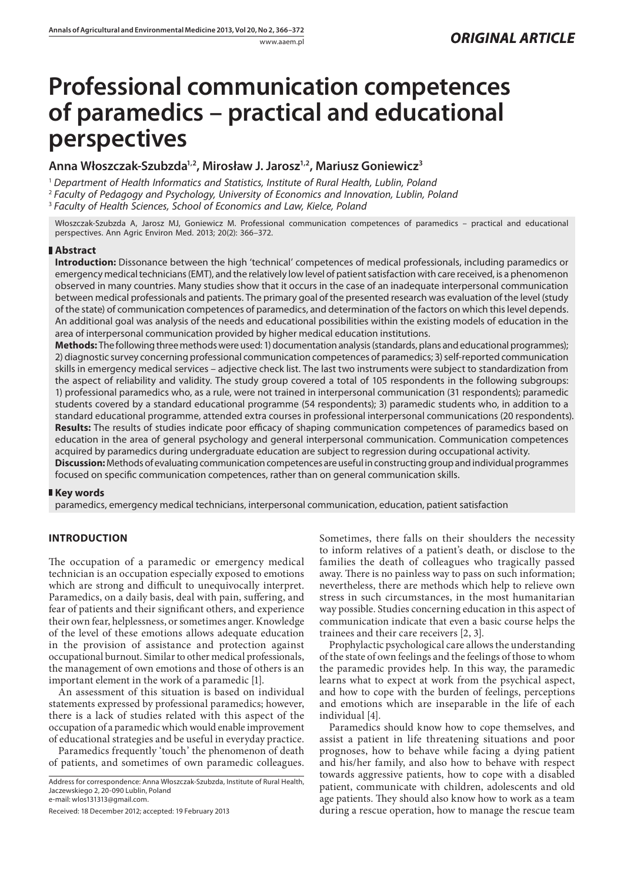*ORIGINAL ARTICLE*

# Professional communication competences of paramedics – practical and educational perspectives

**Anna Włoszczak-Szubzda[1,2], Mirosław J. Jarosz[1,2], Mariusz Goniewicz[3]**

[1] *Department of Health Informatics and Statistics, Institute of Rural Health, Lublin, Poland*
[2] *Faculty of Pedagogy and Psychology, University of Economics and Innovation, Lublin, Poland*
[3] *Faculty of Health Sciences, School of Economics and Law, Kielce, Poland*

Włoszczak-Szubzda A, Jarosz MJ, Goniewicz M. Professional communication competences of paramedics – practical and educational perspectives. Ann Agric Environ Med. 2013; 20(2): 366–372.

## Abstract

**Introduction:** Dissonance between the high 'technical' competences of medical professionals, including paramedics or emergency medical technicians (EMT), and the relatively low level of patient satisfaction with care received, is a phenomenon observed in many countries. Many studies show that it occurs in the case of an inadequate interpersonal communication between medical professionals and patients. The primary goal of the presented research was evaluation of the level (study of the state) of communication competences of paramedics, and determination of the factors on which this level depends. An additional goal was analysis of the needs and educational possibilities within the existing models of education in the area of interpersonal communication provided by higher medical education institutions.

**Methods:** The following three methods were used: 1) documentation analysis (standards, plans and educational programmes); 2) diagnostic survey concerning professional communication competences of paramedics; 3) self-reported communication skills in emergency medical services – adjective check list. The last two instruments were subject to standardization from the aspect of reliability and validity. The study group covered a total of 105 respondents in the following subgroups: 1) professional paramedics who, as a rule, were not trained in interpersonal communication (31 respondents); paramedic students covered by a standard educational programme (54 respondents); 3) paramedic students who, in addition to a standard educational programme, attended extra courses in professional interpersonal communications (20 respondents).

**Results:** The results of studies indicate poor efficacy of shaping communication competences of paramedics based on education in the area of general psychology and general interpersonal communication. Communication competences acquired by paramedics during undergraduate education are subject to regression during occupational activity.

**Discussion:** Methods of evaluating communication competences are useful in constructing group and individual programmes focused on specific communication competences, rather than on general communication skills.

## Key words

paramedics, emergency medical technicians, interpersonal communication, education, patient satisfaction

## INTRODUCTION

The occupation of a paramedic or emergency medical technician is an occupation especially exposed to emotions which are strong and difficult to unequivocally interpret. Paramedics, on a daily basis, deal with pain, suffering, and fear of patients and their significant others, and experience their own fear, helplessness, or sometimes anger. Knowledge of the level of these emotions allows adequate education in the provision of assistance and protection against occupational burnout. Similar to other medical professionals, the management of own emotions and those of others is an important element in the work of a paramedic [1].

An assessment of this situation is based on individual statements expressed by professional paramedics; however, there is a lack of studies related with this aspect of the occupation of a paramedic which would enable improvement of educational strategies and be useful in everyday practice.

Paramedics frequently 'touch' the phenomenon of death of patients, and sometimes of own paramedic colleagues. Sometimes, there falls on their shoulders the necessity to inform relatives of a patient's death, or disclose to the families the death of colleagues who tragically passed away. There is no painless way to pass on such information; nevertheless, there are methods which help to relieve own stress in such circumstances, in the most humanitarian way possible. Studies concerning education in this aspect of communication indicate that even a basic course helps the trainees and their care receivers [2, 3].

Prophylactic psychological care allows the understanding of the state of own feelings and the feelings of those to whom the paramedic provides help. In this way, the paramedic learns what to expect at work from the psychical aspect, and how to cope with the burden of feelings, perceptions and emotions which are inseparable in the life of each individual [4].

Paramedics should know how to cope themselves, and assist a patient in life threatening situations and poor prognoses, how to behave while facing a dying patient and his/her family, and also how to behave with respect towards aggressive patients, how to cope with a disabled patient, communicate with children, adolescents and old age patients. They should also know how to work as a team during a rescue operation, how to manage the rescue team

Address for correspondence: Anna Włoszczak-Szubzda, Institute of Rural Health, Jaczewskiego 2, 20-090 Lublin, Poland
e-mail: wlos131313@gmail.com.

Received: 18 December 2012; accepted: 19 February 2013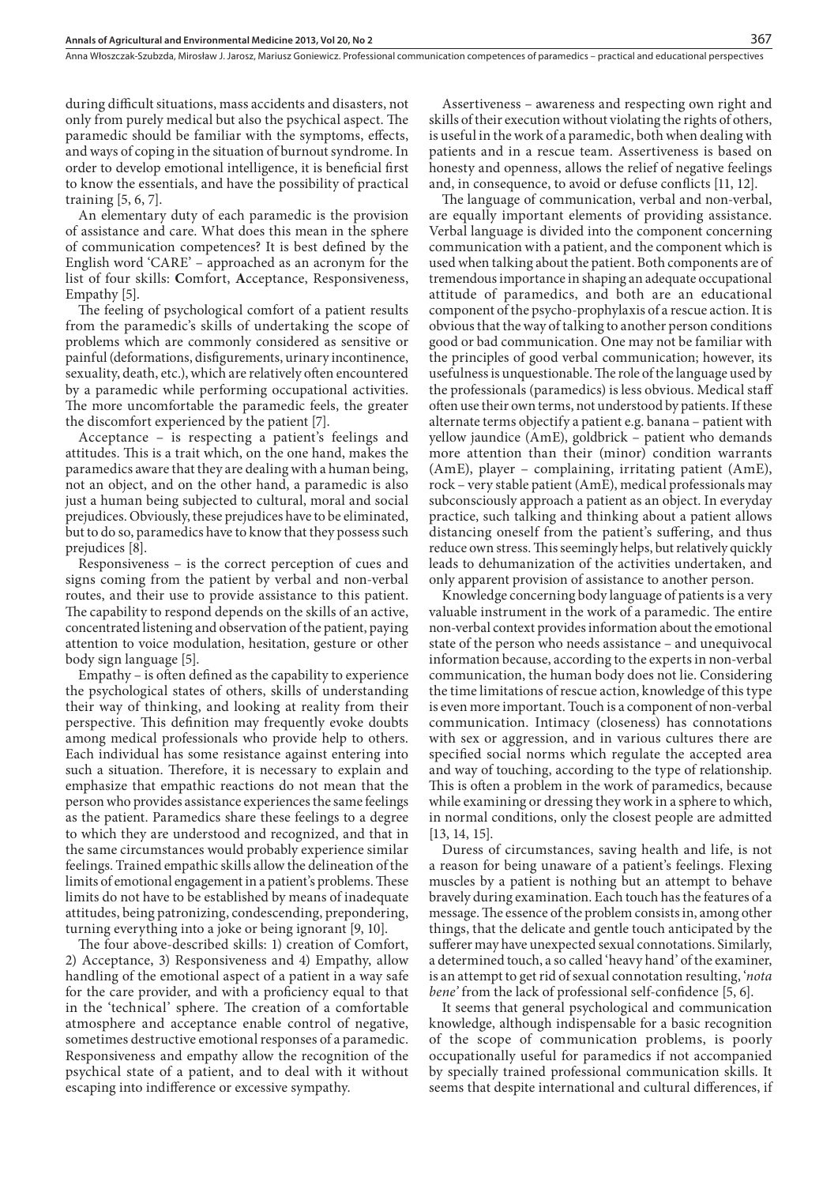during difficult situations, mass accidents and disasters, not only from purely medical but also the psychical aspect. The paramedic should be familiar with the symptoms, effects, and ways of coping in the situation of burnout syndrome. In order to develop emotional intelligence, it is beneficial first to know the essentials, and have the possibility of practical training [5, 6, 7].

An elementary duty of each paramedic is the provision of assistance and care. What does this mean in the sphere of communication competences? It is best defined by the English word 'CARE' – approached as an acronym for the list of four skills: **C**omfort, **A**cceptance, Responsiveness, Empathy [5].

The feeling of psychological comfort of a patient results from the paramedic's skills of undertaking the scope of problems which are commonly considered as sensitive or painful (deformations, disfigurements, urinary incontinence, sexuality, death, etc.), which are relatively often encountered by a paramedic while performing occupational activities. The more uncomfortable the paramedic feels, the greater the discomfort experienced by the patient [7].

Acceptance – is respecting a patient's feelings and attitudes. This is a trait which, on the one hand, makes the paramedics aware that they are dealing with a human being, not an object, and on the other hand, a paramedic is also just a human being subjected to cultural, moral and social prejudices. Obviously, these prejudices have to be eliminated, but to do so, paramedics have to know that they possess such prejudices [8].

Responsiveness – is the correct perception of cues and signs coming from the patient by verbal and non-verbal routes, and their use to provide assistance to this patient. The capability to respond depends on the skills of an active, concentrated listening and observation of the patient, paying attention to voice modulation, hesitation, gesture or other body sign language [5].

Empathy – is often defined as the capability to experience the psychological states of others, skills of understanding their way of thinking, and looking at reality from their perspective. This definition may frequently evoke doubts among medical professionals who provide help to others. Each individual has some resistance against entering into such a situation. Therefore, it is necessary to explain and emphasize that empathic reactions do not mean that the person who provides assistance experiences the same feelings as the patient. Paramedics share these feelings to a degree to which they are understood and recognized, and that in the same circumstances would probably experience similar feelings. Trained empathic skills allow the delineation of the limits of emotional engagement in a patient's problems. These limits do not have to be established by means of inadequate attitudes, being patronizing, condescending, prepondering, turning everything into a joke or being ignorant [9, 10].

The four above-described skills: 1) creation of Comfort, 2) Acceptance, 3) Responsiveness and 4) Empathy, allow handling of the emotional aspect of a patient in a way safe for the care provider, and with a proficiency equal to that in the 'technical' sphere. The creation of a comfortable atmosphere and acceptance enable control of negative, sometimes destructive emotional responses of a paramedic. Responsiveness and empathy allow the recognition of the psychical state of a patient, and to deal with it without escaping into indifference or excessive sympathy.

Assertiveness – awareness and respecting own right and skills of their execution without violating the rights of others, is useful in the work of a paramedic, both when dealing with patients and in a rescue team. Assertiveness is based on honesty and openness, allows the relief of negative feelings and, in consequence, to avoid or defuse conflicts [11, 12].

The language of communication, verbal and non-verbal, are equally important elements of providing assistance. Verbal language is divided into the component concerning communication with a patient, and the component which is used when talking about the patient. Both components are of tremendous importance in shaping an adequate occupational attitude of paramedics, and both are an educational component of the psycho-prophylaxis of a rescue action. It is obvious that the way of talking to another person conditions good or bad communication. One may not be familiar with the principles of good verbal communication; however, its usefulness is unquestionable. The role of the language used by the professionals (paramedics) is less obvious. Medical staff often use their own terms, not understood by patients. If these alternate terms objectify a patient e.g. banana – patient with yellow jaundice (AmE), goldbrick – patient who demands more attention than their (minor) condition warrants (AmE), player – complaining, irritating patient (AmE), rock – very stable patient (AmE), medical professionals may subconsciously approach a patient as an object. In everyday practice, such talking and thinking about a patient allows distancing oneself from the patient's suffering, and thus reduce own stress. This seemingly helps, but relatively quickly leads to dehumanization of the activities undertaken, and only apparent provision of assistance to another person.

Knowledge concerning body language of patients is a very valuable instrument in the work of a paramedic. The entire non-verbal context provides information about the emotional state of the person who needs assistance – and unequivocal information because, according to the experts in non-verbal communication, the human body does not lie. Considering the time limitations of rescue action, knowledge of this type is even more important. Touch is a component of non-verbal communication. Intimacy (closeness) has connotations with sex or aggression, and in various cultures there are specified social norms which regulate the accepted area and way of touching, according to the type of relationship. This is often a problem in the work of paramedics, because while examining or dressing they work in a sphere to which, in normal conditions, only the closest people are admitted [13, 14, 15].

Duress of circumstances, saving health and life, is not a reason for being unaware of a patient's feelings. Flexing muscles by a patient is nothing but an attempt to behave bravely during examination. Each touch has the features of a message. The essence of the problem consists in, among other things, that the delicate and gentle touch anticipated by the sufferer may have unexpected sexual connotations. Similarly, a determined touch, a so called 'heavy hand' of the examiner, is an attempt to get rid of sexual connotation resulting, '*nota bene'* from the lack of professional self-confidence [5, 6].

It seems that general psychological and communication knowledge, although indispensable for a basic recognition of the scope of communication problems, is poorly occupationally useful for paramedics if not accompanied by specially trained professional communication skills. It seems that despite international and cultural differences, if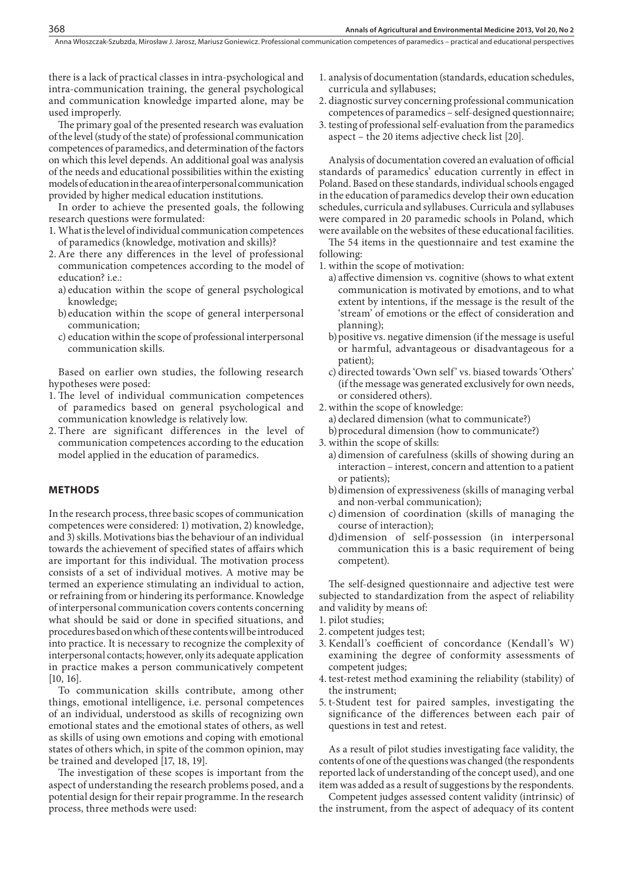there is a lack of practical classes in intra-psychological and intra-communication training, the general psychological and communication knowledge imparted alone, may be used improperly.

The primary goal of the presented research was evaluation of the level (study of the state) of professional communication competences of paramedics, and determination of the factors on which this level depends. An additional goal was analysis of the needs and educational possibilities within the existing models of education in the area of interpersonal communication provided by higher medical education institutions.

In order to achieve the presented goals, the following research questions were formulated:

1. What is the level of individual communication competences of paramedics (knowledge, motivation and skills)?
2. Are there any differences in the level of professional communication competences according to the model of education? i.e.:
   a) education within the scope of general psychological knowledge;
   b) education within the scope of general interpersonal communication;
   c) education within the scope of professional interpersonal communication skills.

Based on earlier own studies, the following research hypotheses were posed:

1. The level of individual communication competences of paramedics based on general psychological and communication knowledge is relatively low.
2. There are significant differences in the level of communication competences according to the education model applied in the education of paramedics.

## METHODS

In the research process, three basic scopes of communication competences were considered: 1) motivation, 2) knowledge, and 3) skills. Motivations bias the behaviour of an individual towards the achievement of specified states of affairs which are important for this individual. The motivation process consists of a set of individual motives. A motive may be termed an experience stimulating an individual to action, or refraining from or hindering its performance. Knowledge of interpersonal communication covers contents concerning what should be said or done in specified situations, and procedures based on which of these contents will be introduced into practice. It is necessary to recognize the complexity of interpersonal contacts; however, only its adequate application in practice makes a person communicatively competent [10, 16].

To communication skills contribute, among other things, emotional intelligence, i.e. personal competences of an individual, understood as skills of recognizing own emotional states and the emotional states of others, as well as skills of using own emotions and coping with emotional states of others which, in spite of the common opinion, may be trained and developed [17, 18, 19].

The investigation of these scopes is important from the aspect of understanding the research problems posed, and a potential design for their repair programme. In the research process, three methods were used:

1. analysis of documentation (standards, education schedules, curricula and syllabuses;
2. diagnostic survey concerning professional communication competences of paramedics – self-designed questionnaire;
3. testing of professional self-evaluation from the paramedics aspect – the 20 items adjective check list [20].

Analysis of documentation covered an evaluation of official standards of paramedics' education currently in effect in Poland. Based on these standards, individual schools engaged in the education of paramedics develop their own education schedules, curricula and syllabuses. Curricula and syllabuses were compared in 20 paramedic schools in Poland, which were available on the websites of these educational facilities.

The 54 items in the questionnaire and test examine the following:

1. within the scope of motivation:
   a) affective dimension vs. cognitive (shows to what extent communication is motivated by emotions, and to what extent by intentions, if the message is the result of the 'stream' of emotions or the effect of consideration and planning);
   b) positive vs. negative dimension (if the message is useful or harmful, advantageous or disadvantageous for a patient);
   c) directed towards 'Own self' vs. biased towards 'Others' (if the message was generated exclusively for own needs, or considered others).
2. within the scope of knowledge:
   a) declared dimension (what to communicate?)
   b) procedural dimension (how to communicate?)
3. within the scope of skills:
   a) dimension of carefulness (skills of showing during an interaction – interest, concern and attention to a patient or patients);
   b) dimension of expressiveness (skills of managing verbal and non-verbal communication);
   c) dimension of coordination (skills of managing the course of interaction);
   d) dimension of self-possession (in interpersonal communication this is a basic requirement of being competent).

The self-designed questionnaire and adjective test were subjected to standardization from the aspect of reliability and validity by means of:

1. pilot studies;
2. competent judges test;
3. Kendall's coefficient of concordance (Kendall's W) examining the degree of conformity assessments of competent judges;
4. test-retest method examining the reliability (stability) of the instrument;
5. t-Student test for paired samples, investigating the significance of the differences between each pair of questions in test and retest.

As a result of pilot studies investigating face validity, the contents of one of the questions was changed (the respondents reported lack of understanding of the concept used), and one item was added as a result of suggestions by the respondents.

Competent judges assessed content validity (intrinsic) of the instrument, from the aspect of adequacy of its content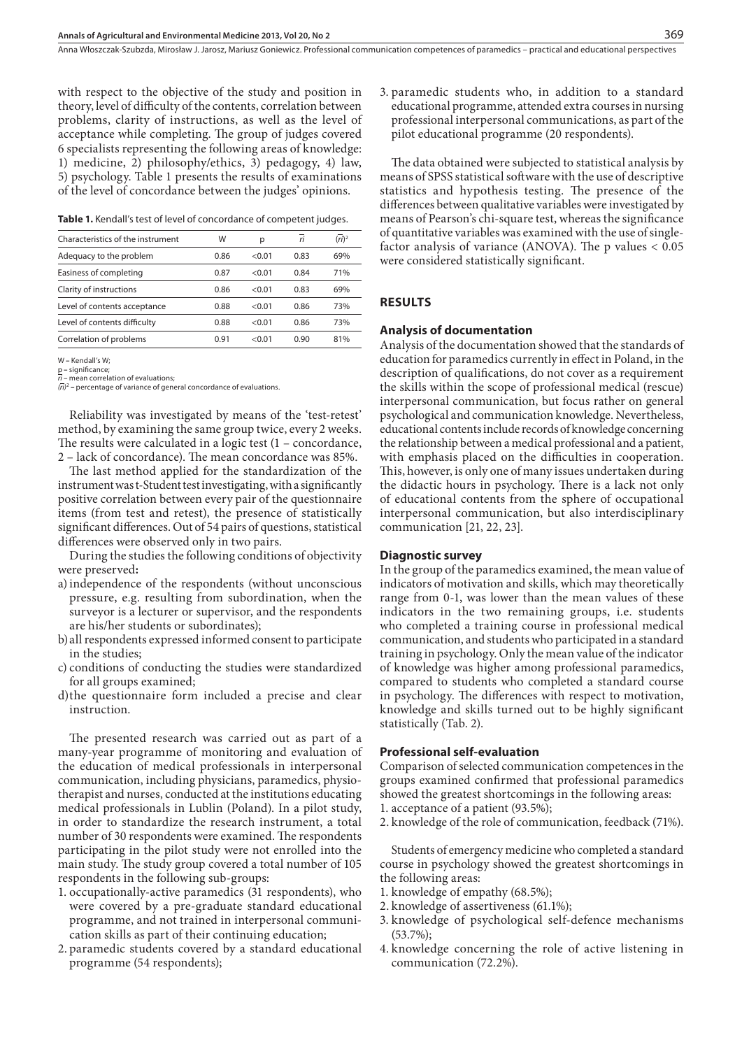with respect to the objective of the study and position in theory, level of difficulty of the contents, correlation between problems, clarity of instructions, as well as the level of acceptance while completing. The group of judges covered 6 specialists representing the following areas of knowledge: 1) medicine, 2) philosophy/ethics, 3) pedagogy, 4) law, 5) psychology. Table 1 presents the results of examinations of the level of concordance between the judges' opinions.

**Table 1.** Kendall's test of level of concordance of competent judges.

| Characteristics of the instrument | W | p | $\overline{ri}$ | $(\overline{ri})^2$ |
|---|---|---|---|---|
| Adequacy to the problem | 0.86 | <0.01 | 0.83 | 69% |
| Easiness of completing | 0.87 | <0.01 | 0.84 | 71% |
| Clarity of instructions | 0.86 | <0.01 | 0.83 | 69% |
| Level of contents acceptance | 0.88 | <0.01 | 0.86 | 73% |
| Level of contents difficulty | 0.88 | <0.01 | 0.86 | 73% |
| Correlation of problems | 0.91 | <0.01 | 0.90 | 81% |

W – Kendall's W;
p – significance;
$\overline{ri}$ – mean correlation of evaluations;
$(\overline{ri})^2$ – percentage of variance of general concordance of evaluations.

Reliability was investigated by means of the 'test-retest' method, by examining the same group twice, every 2 weeks. The results were calculated in a logic test (1 – concordance, 2 – lack of concordance). The mean concordance was 85%.

The last method applied for the standardization of the instrument was t-Student test investigating, with a significantly positive correlation between every pair of the questionnaire items (from test and retest), the presence of statistically significant differences. Out of 54 pairs of questions, statistical differences were observed only in two pairs.

During the studies the following conditions of objectivity were preserved**:**

a) independence of the respondents (without unconscious pressure, e.g. resulting from subordination, when the surveyor is a lecturer or supervisor, and the respondents are his/her students or subordinates);
b) all respondents expressed informed consent to participate in the studies;
c) conditions of conducting the studies were standardized for all groups examined;
d) the questionnaire form included a precise and clear instruction.

The presented research was carried out as part of a many-year programme of monitoring and evaluation of the education of medical professionals in interpersonal communication, including physicians, paramedics, physiotherapist and nurses, conducted at the institutions educating medical professionals in Lublin (Poland). In a pilot study, in order to standardize the research instrument, a total number of 30 respondents were examined. The respondents participating in the pilot study were not enrolled into the main study. The study group covered a total number of 105 respondents in the following sub-groups:

1. occupationally-active paramedics (31 respondents), who were covered by a pre-graduate standard educational programme, and not trained in interpersonal communication skills as part of their continuing education;
2. paramedic students covered by a standard educational programme (54 respondents);
3. paramedic students who, in addition to a standard educational programme, attended extra courses in nursing professional interpersonal communications, as part of the pilot educational programme (20 respondents).

The data obtained were subjected to statistical analysis by means of SPSS statistical software with the use of descriptive statistics and hypothesis testing. The presence of the differences between qualitative variables were investigated by means of Pearson's chi-square test, whereas the significance of quantitative variables was examined with the use of single-factor analysis of variance (ANOVA). The p values $< 0.05$ were considered statistically significant.

## RESULTS

### Analysis of documentation

Analysis of the documentation showed that the standards of education for paramedics currently in effect in Poland, in the description of qualifications, do not cover as a requirement the skills within the scope of professional medical (rescue) interpersonal communication, but focus rather on general psychological and communication knowledge. Nevertheless, educational contents include records of knowledge concerning the relationship between a medical professional and a patient, with emphasis placed on the difficulties in cooperation. This, however, is only one of many issues undertaken during the didactic hours in psychology. There is a lack not only of educational contents from the sphere of occupational interpersonal communication, but also interdisciplinary communication [21, 22, 23].

### Diagnostic survey

In the group of the paramedics examined, the mean value of indicators of motivation and skills, which may theoretically range from 0-1, was lower than the mean values of these indicators in the two remaining groups, i.e. students who completed a training course in professional medical communication, and students who participated in a standard training in psychology. Only the mean value of the indicator of knowledge was higher among professional paramedics, compared to students who completed a standard course in psychology. The differences with respect to motivation, knowledge and skills turned out to be highly significant statistically (Tab. 2).

### Professional self-evaluation

Comparison of selected communication competences in the groups examined confirmed that professional paramedics showed the greatest shortcomings in the following areas:

1. acceptance of a patient (93.5%);
2. knowledge of the role of communication, feedback (71%).

Students of emergency medicine who completed a standard course in psychology showed the greatest shortcomings in the following areas:

1. knowledge of empathy (68.5%);
2. knowledge of assertiveness (61.1%);
3. knowledge of psychological self-defence mechanisms (53.7%);
4. knowledge concerning the role of active listening in communication (72.2%).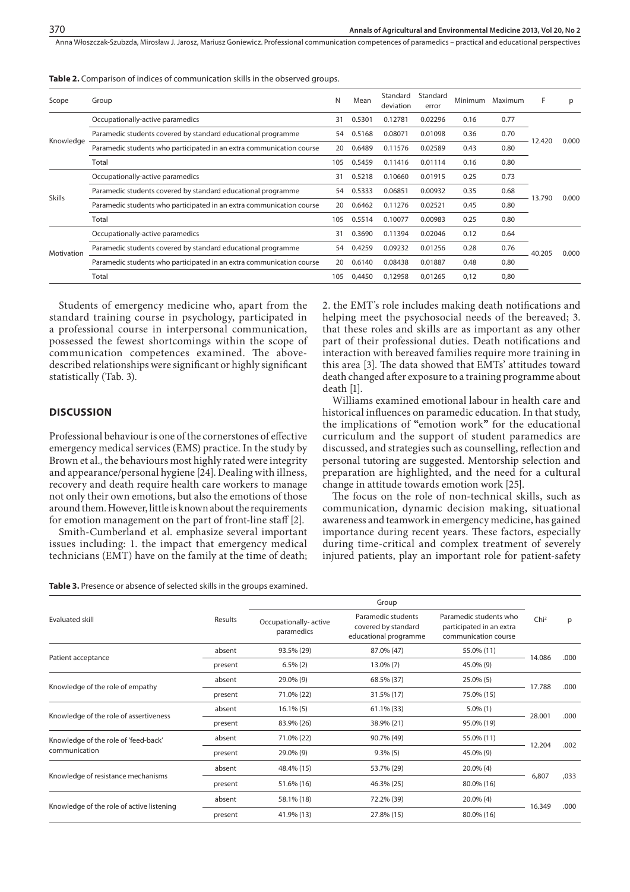**Table 2.** Comparison of indices of communication skills in the observed groups.

| Scope | Group | N | Mean | Standard deviation | Standard error | Minimum | Maximum | F | p |
|---|---|---|---|---|---|---|---|---|---|
| Knowledge | Occupationally-active paramedics | 31 | 0.5301 | 0.12781 | 0.02296 | 0.16 | 0.77 | 12.420 | 0.000 |
| | Paramedic students covered by standard educational programme | 54 | 0.5168 | 0.08071 | 0.01098 | 0.36 | 0.70 | | |
| | Paramedic students who participated in an extra communication course | 20 | 0.6489 | 0.11576 | 0.02589 | 0.43 | 0.80 | | |
| | Total | 105 | 0.5459 | 0.11416 | 0.01114 | 0.16 | 0.80 | | |
| Skills | Occupationally-active paramedics | 31 | 0.5218 | 0.10660 | 0.01915 | 0.25 | 0.73 | 13.790 | 0.000 |
| | Paramedic students covered by standard educational programme | 54 | 0.5333 | 0.06851 | 0.00932 | 0.35 | 0.68 | | |
| | Paramedic students who participated in an extra communication course | 20 | 0.6462 | 0.11276 | 0.02521 | 0.45 | 0.80 | | |
| | Total | 105 | 0.5514 | 0.10077 | 0.00983 | 0.25 | 0.80 | | |
| Motivation | Occupationally-active paramedics | 31 | 0.3690 | 0.11394 | 0.02046 | 0.12 | 0.64 | 40.205 | 0.000 |
| | Paramedic students covered by standard educational programme | 54 | 0.4259 | 0.09232 | 0.01256 | 0.28 | 0.76 | | |
| | Paramedic students who participated in an extra communication course | 20 | 0.6140 | 0.08438 | 0.01887 | 0.48 | 0.80 | | |
| | Total | 105 | 0,4450 | 0,12958 | 0,01265 | 0,12 | 0,80 | | |

Students of emergency medicine who, apart from the standard training course in psychology, participated in a professional course in interpersonal communication, possessed the fewest shortcomings within the scope of communication competences examined. The above-described relationships were significant or highly significant statistically (Tab. 3).

## DISCUSSION

Professional behaviour is one of the cornerstones of effective emergency medical services (EMS) practice. In the study by Brown et al., the behaviours most highly rated were integrity and appearance/personal hygiene [24]. Dealing with illness, recovery and death require health care workers to manage not only their own emotions, but also the emotions of those around them. However, little is known about the requirements for emotion management on the part of front-line staff [2].

Smith-Cumberland et al. emphasize several important issues including: 1. the impact that emergency medical technicians (EMT) have on the family at the time of death; 2. the EMT's role includes making death notifications and helping meet the psychosocial needs of the bereaved; 3. that these roles and skills are as important as any other part of their professional duties. Death notifications and interaction with bereaved families require more training in this area [3]. The data showed that EMTs' attitudes toward death changed after exposure to a training programme about death [1].

Williams examined emotional labour in health care and historical influences on paramedic education. In that study, the implications of "emotion work" for the educational curriculum and the support of student paramedics are discussed, and strategies such as counselling, reflection and personal tutoring are suggested. Mentorship selection and preparation are highlighted, and the need for a cultural change in attitude towards emotion work [25].

The focus on the role of non-technical skills, such as communication, dynamic decision making, situational awareness and teamwork in emergency medicine, has gained importance during recent years. These factors, especially during time-critical and complex treatment of severely injured patients, play an important role for patient-safety

**Table 3.** Presence or absence of selected skills in the groups examined.

| Evaluated skill | Results | Group: Occupationally-active paramedics | Group: Paramedic students covered by standard educational programme | Group: Paramedic students who participated in an extra communication course | Chi² | p |
|---|---|---|---|---|---|---|
| Patient acceptance | absent | 93.5% (29) | 87.0% (47) | 55.0% (11) | 14.086 | .000 |
| | present | 6.5% (2) | 13.0% (7) | 45.0% (9) | | |
| Knowledge of the role of empathy | absent | 29.0% (9) | 68.5% (37) | 25.0% (5) | 17.788 | .000 |
| | present | 71.0% (22) | 31.5% (17) | 75.0% (15) | | |
| Knowledge of the role of assertiveness | absent | 16.1% (5) | 61.1% (33) | 5.0% (1) | 28.001 | .000 |
| | present | 83.9% (26) | 38.9% (21) | 95.0% (19) | | |
| Knowledge of the role of 'feed-back' communication | absent | 71.0% (22) | 90.7% (49) | 55.0% (11) | 12.204 | .002 |
| | present | 29.0% (9) | 9.3% (5) | 45.0% (9) | | |
| Knowledge of resistance mechanisms | absent | 48.4% (15) | 53.7% (29) | 20.0% (4) | 6,807 | ,033 |
| | present | 51.6% (16) | 46.3% (25) | 80.0% (16) | | |
| Knowledge of the role of active listening | absent | 58.1% (18) | 72.2% (39) | 20.0% (4) | 16.349 | .000 |
| | present | 41.9% (13) | 27.8% (15) | 80.0% (16) | | |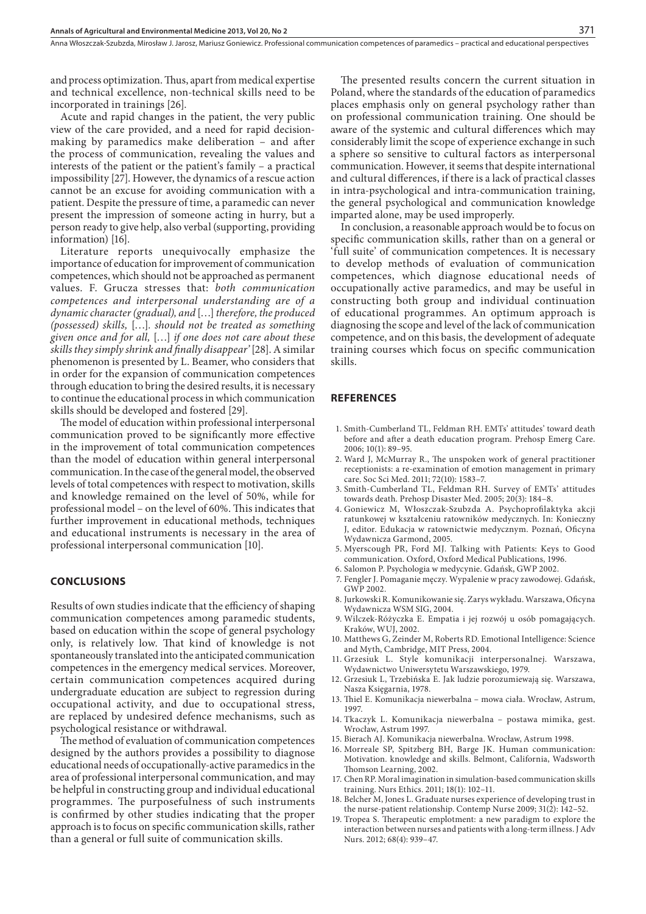and process optimization. Thus, apart from medical expertise and technical excellence, non-technical skills need to be incorporated in trainings [26].

Acute and rapid changes in the patient, the very public view of the care provided, and a need for rapid decision-making by paramedics make deliberation – and after the process of communication, revealing the values and interests of the patient or the patient's family – a practical impossibility [27]. However, the dynamics of a rescue action cannot be an excuse for avoiding communication with a patient. Despite the pressure of time, a paramedic can never present the impression of someone acting in hurry, but a person ready to give help, also verbal (supporting, providing information) [16].

Literature reports unequivocally emphasize the importance of education for improvement of communication competences, which should not be approached as permanent values. F. Grucza stresses that: *both communication competences and interpersonal understanding are of a dynamic character (gradual), and* […] *therefore, the produced (possessed) skills,* […]. *should not be treated as something given once and for all,* […] *if one does not care about these skills they simply shrink and finally disappear'* [28]. A similar phenomenon is presented by L. Beamer, who considers that in order for the expansion of communication competences through education to bring the desired results, it is necessary to continue the educational process in which communication skills should be developed and fostered [29].

The model of education within professional interpersonal communication proved to be significantly more effective in the improvement of total communication competences than the model of education within general interpersonal communication. In the case of the general model, the observed levels of total competences with respect to motivation, skills and knowledge remained on the level of 50%, while for professional model – on the level of 60%. This indicates that further improvement in educational methods, techniques and educational instruments is necessary in the area of professional interpersonal communication [10].

## CONCLUSIONS

Results of own studies indicate that the efficiency of shaping communication competences among paramedic students, based on education within the scope of general psychology only, is relatively low. That kind of knowledge is not spontaneously translated into the anticipated communication competences in the emergency medical services. Moreover, certain communication competences acquired during undergraduate education are subject to regression during occupational activity, and due to occupational stress, are replaced by undesired defence mechanisms, such as psychological resistance or withdrawal.

The method of evaluation of communication competences designed by the authors provides a possibility to diagnose educational needs of occupationally-active paramedics in the area of professional interpersonal communication, and may be helpful in constructing group and individual educational programmes. The purposefulness of such instruments is confirmed by other studies indicating that the proper approach is to focus on specific communication skills, rather than a general or full suite of communication skills.

The presented results concern the current situation in Poland, where the standards of the education of paramedics places emphasis only on general psychology rather than on professional communication training. One should be aware of the systemic and cultural differences which may considerably limit the scope of experience exchange in such a sphere so sensitive to cultural factors as interpersonal communication. However, it seems that despite international and cultural differences, if there is a lack of practical classes in intra-psychological and intra-communication training, the general psychological and communication knowledge imparted alone, may be used improperly.

In conclusion, a reasonable approach would be to focus on specific communication skills, rather than on a general or 'full suite' of communication competences. It is necessary to develop methods of evaluation of communication competences, which diagnose educational needs of occupationally active paramedics, and may be useful in constructing both group and individual continuation of educational programmes. An optimum approach is diagnosing the scope and level of the lack of communication competence, and on this basis, the development of adequate training courses which focus on specific communication skills.

## REFERENCES

1. Smith-Cumberland TL, Feldman RH. EMTs' attitudes' toward death before and after a death education program. Prehosp Emerg Care. 2006; 10(1): 89–95.
2. Ward J, McMurray R., The unspoken work of general practitioner receptionists: a re-examination of emotion management in primary care. Soc Sci Med. 2011; 72(10): 1583–7.
3. Smith-Cumberland TL, Feldman RH. Survey of EMTs' attitudes towards death. Prehosp Disaster Med. 2005; 20(3): 184–8.
4. Goniewicz M, Włoszczak-Szubzda A. Psychoprofilaktyka akcji ratunkowej w kształceniu ratowników medycznych. In: Konieczny J, editor. Edukacja w ratownictwie medycznym. Poznań, Oficyna Wydawnicza Garmond, 2005.
5. Myerscough PR, Ford MJ. Talking with Patients: Keys to Good communication. Oxford, Oxford Medical Publications, 1996.
6. Salomon P. Psychologia w medycynie. Gdańsk, GWP 2002.
7. Fengler J. Pomaganie męczy. Wypalenie w pracy zawodowej. Gdańsk, GWP 2002.
8. Jurkowski R. Komunikowanie się. Zarys wykładu. Warszawa, Oficyna Wydawnicza WSM SIG, 2004.
9. Wilczek-Różyczka E. Empatia i jej rozwój u osób pomagających. Kraków, WUJ, 2002.
10. Matthews G, Zeinder M, Roberts RD. Emotional Intelligence: Science and Myth, Cambridge, MIT Press, 2004.
11. Grzesiuk L. Style komunikacji interpersonalnej. Warszawa, Wydawnictwo Uniwersytetu Warszawskiego, 1979.
12. Grzesiuk L, Trzebińska E. Jak ludzie porozumiewają się. Warszawa, Nasza Księgarnia, 1978.
13. Thiel E. Komunikacja niewerbalna – mowa ciała. Wrocław, Astrum, 1997.
14. Tkaczyk L. Komunikacja niewerbalna – postawa mimika, gest. Wrocław, Astrum 1997.
15. Bierach AJ. Komunikacja niewerbalna. Wrocław, Astrum 1998.
16. Morreale SP, Spitzberg BH, Barge JK. Human communication: Motivation. knowledge and skills. Belmont, California, Wadsworth Thomson Learning, 2002.
17. Chen RP. Moral imagination in simulation-based communication skills training. Nurs Ethics. 2011; 18(1): 102–11.
18. Belcher M, Jones L. Graduate nurses experience of developing trust in the nurse-patient relationship. Contemp Nurse 2009; 31(2): 142–52.
19. Tropea S. Therapeutic emplotment: a new paradigm to explore the interaction between nurses and patients with a long-term illness. J Adv Nurs. 2012; 68(4): 939–47.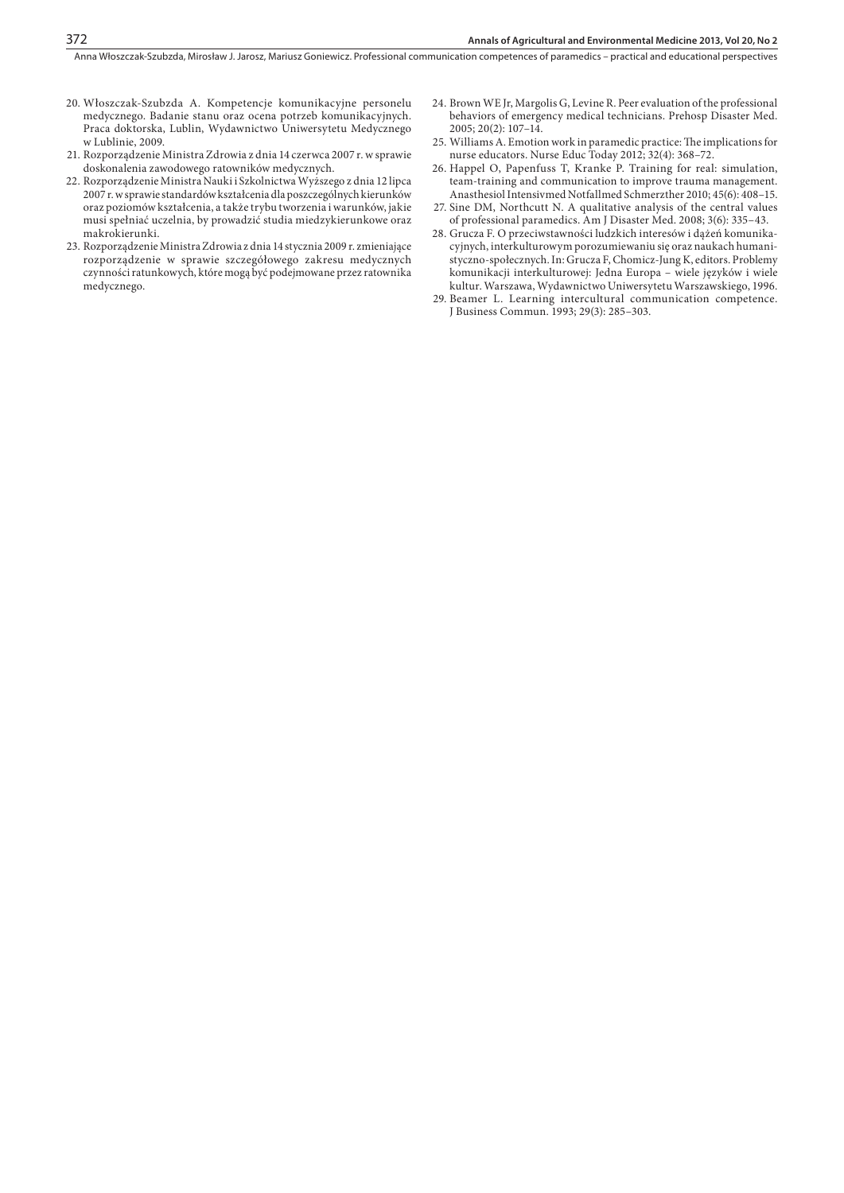20. Włoszczak-Szubzda A. Kompetencje komunikacyjne personelu medycznego. Badanie stanu oraz ocena potrzeb komunikacyjnych. Praca doktorska, Lublin, Wydawnictwo Uniwersytetu Medycznego w Lublinie, 2009.
21. Rozporządzenie Ministra Zdrowia z dnia 14 czerwca 2007 r. w sprawie doskonalenia zawodowego ratowników medycznych.
22. Rozporządzenie Ministra Nauki i Szkolnictwa Wyższego z dnia 12 lipca 2007 r. w sprawie standardów kształcenia dla poszczególnych kierunków oraz poziomów kształcenia, a także trybu tworzenia i warunków, jakie musi spełniać uczelnia, by prowadzić studia miedzykierunkowe oraz makrokierunki.
23. Rozporządzenie Ministra Zdrowia z dnia 14 stycznia 2009 r. zmieniające rozporządzenie w sprawie szczegółowego zakresu medycznych czynności ratunkowych, które mogą być podejmowane przez ratownika medycznego.
24. Brown WE Jr, Margolis G, Levine R. Peer evaluation of the professional behaviors of emergency medical technicians. Prehosp Disaster Med. 2005; 20(2): 107–14.
25. Williams A. Emotion work in paramedic practice: The implications for nurse educators. Nurse Educ Today 2012; 32(4): 368–72.
26. Happel O, Papenfuss T, Kranke P. Training for real: simulation, team-training and communication to improve trauma management. Anasthesiol Intensivmed Notfallmed Schmerzther 2010; 45(6): 408–15.
27. Sine DM, Northcutt N. A qualitative analysis of the central values of professional paramedics. Am J Disaster Med. 2008; 3(6): 335–43.
28. Grucza F. O przeciwstawności ludzkich interesów i dążeń komunikacyjnych, interkulturowym porozumiewaniu się oraz naukach humanistyczno-społecznych. In: Grucza F, Chomicz-Jung K, editors. Problemy komunikacji interkulturowej: Jedna Europa – wiele języków i wiele kultur. Warszawa, Wydawnictwo Uniwersytetu Warszawskiego, 1996.
29. Beamer L. Learning intercultural communication competence. J Business Commun. 1993; 29(3): 285–303.